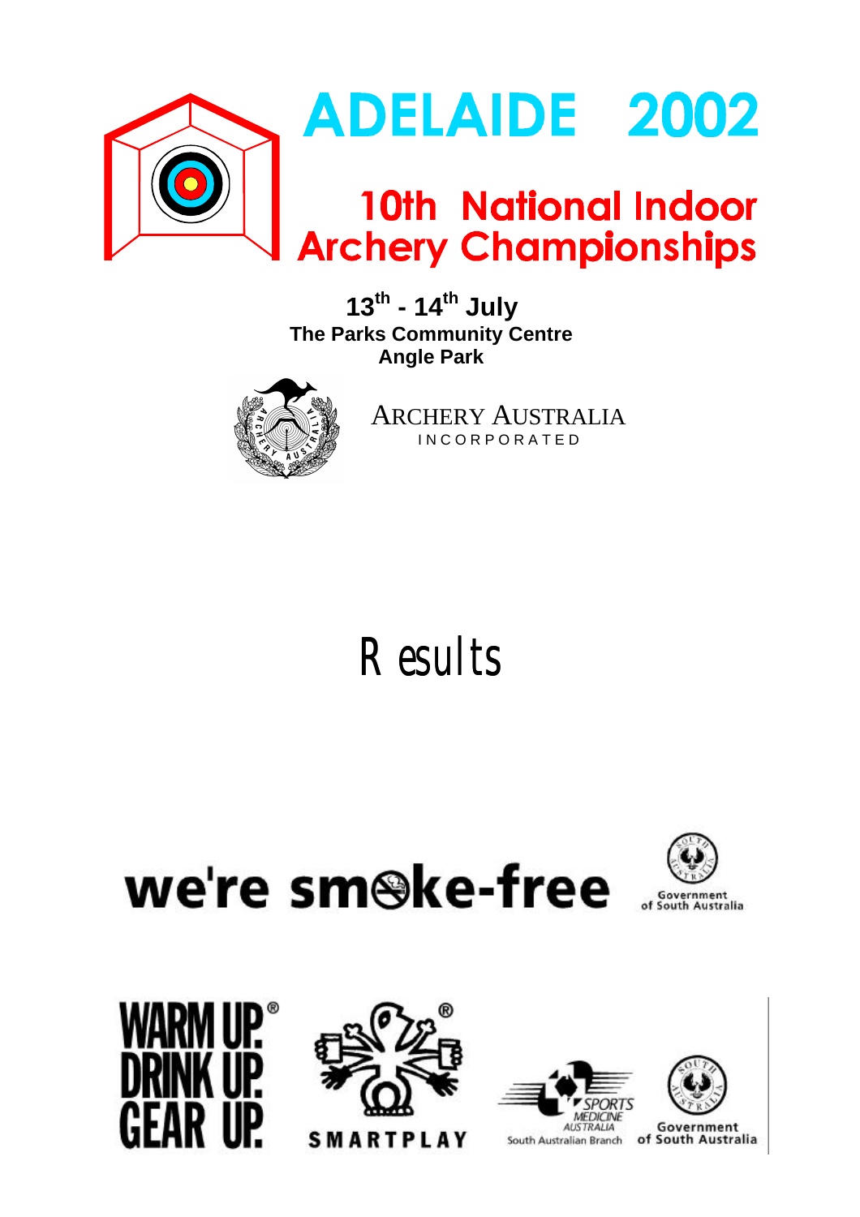# ADELAIDE 2002

## 10th National Indoor Archery Championships

**13th - 14th July**
**The Parks Community Centre**
**Angle Park**

ARCHERY AUSTRALIA
INCORPORATED

# Results

we're smoke-free

Government of South Australia

WARM UP. DRINK UP. GEAR UP.

SMARTPLAY

SPORTS MEDICINE AUSTRALIA
South Australian Branch

Government of South Australia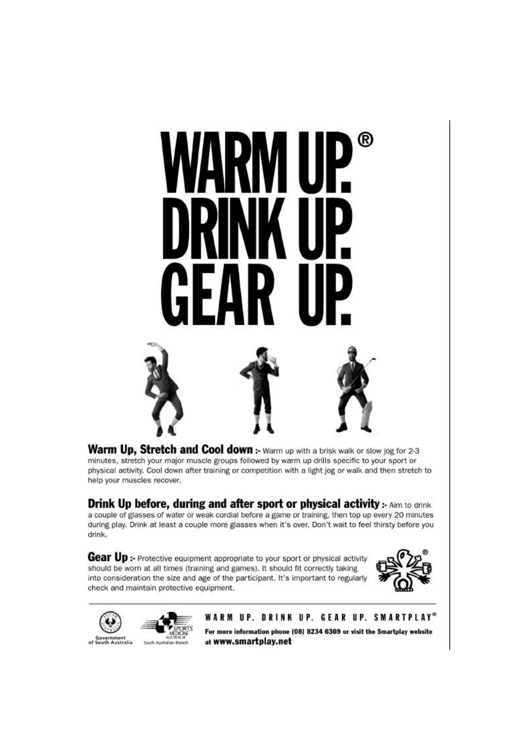# WARM UP.® DRINK UP. GEAR UP.

**Warm Up, Stretch and Cool down :-** Warm up with a brisk walk or slow jog for 2-3 minutes, stretch your major muscle groups followed by warm up drills specific to your sport or physical activity. Cool down after training or competition with a light jog or walk and then stretch to help your muscles recover.

**Drink Up before, during and after sport or physical activity :-** Aim to drink a couple of glasses of water or weak cordial before a game or training, then top up every 20 minutes during play. Drink at least a couple more glasses when it's over. Don't wait to feel thirsty before you drink.

**Gear Up :-** Protective equipment appropriate to your sport or physical activity should be worn at all times (training and games). It should fit correctly taking into consideration the size and age of the participant. It's important to regularly check and maintain protective equipment.

Government of South Australia

Sports Medicine Australia South Australian Branch

WARM UP. DRINK UP. GEAR UP. SMARTPLAY®

**For more information phone (08) 8234 6369 or visit the Smartplay website at www.smartplay.net**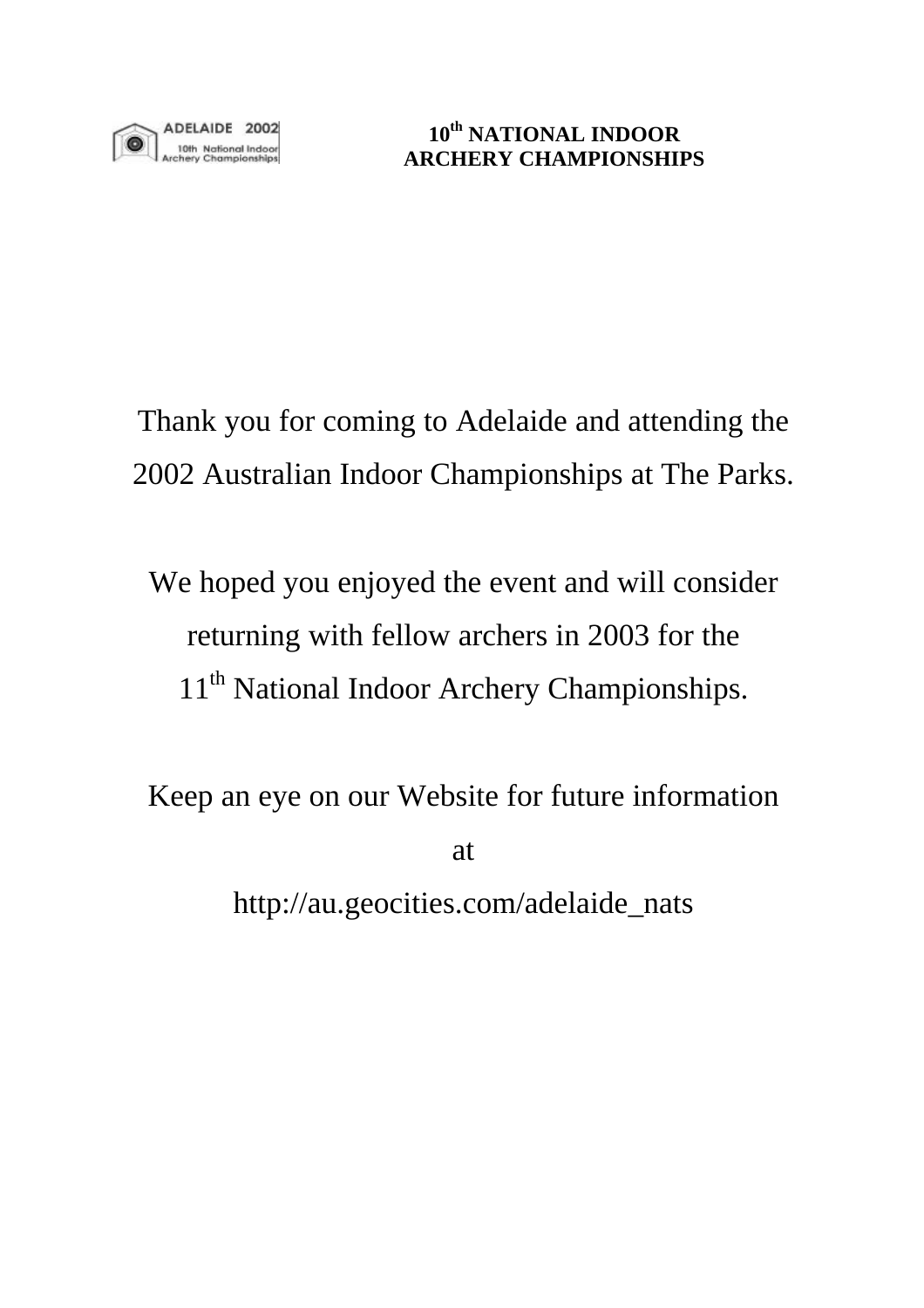**10th NATIONAL INDOOR ARCHERY CHAMPIONSHIPS**

Thank you for coming to Adelaide and attending the 2002 Australian Indoor Championships at The Parks.

We hoped you enjoyed the event and will consider returning with fellow archers in 2003 for the 11th National Indoor Archery Championships.

Keep an eye on our Website for future information at

http://au.geocities.com/adelaide_nats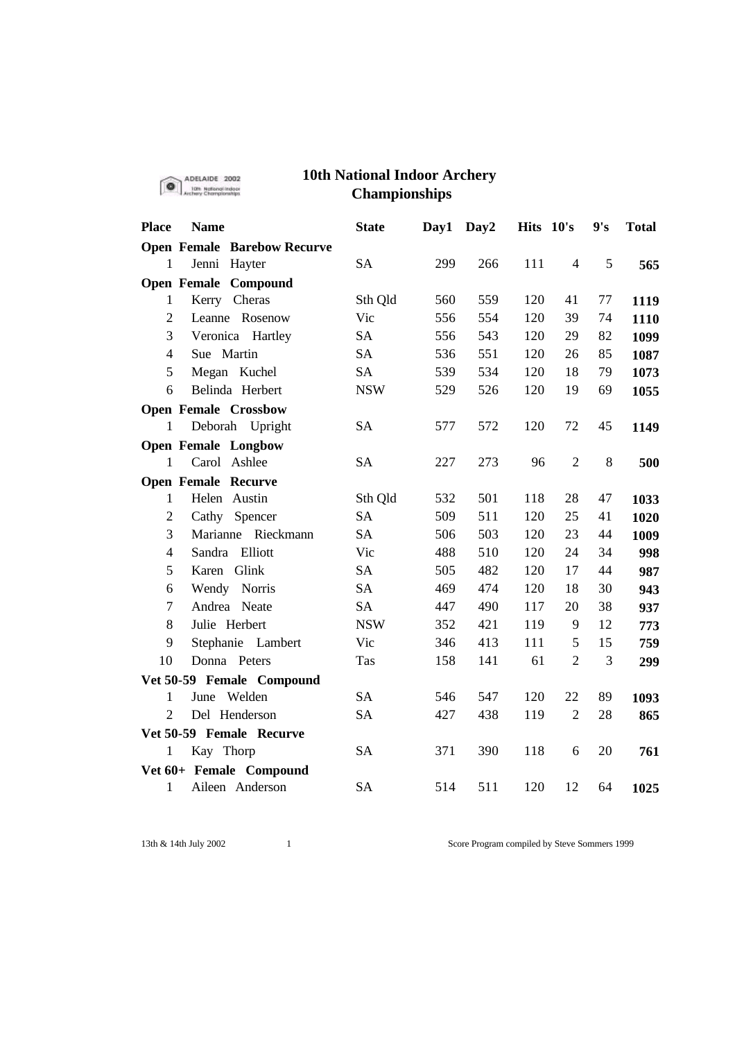# 10th National Indoor Archery Championships

| Place | Name | State | Day1 | Day2 | Hits | 10's | 9's | Total |
|---|---|---|---|---|---|---|---|---|
| **Open Female Barebow Recurve** | | | | | | | | |
| 1 | Jenni Hayter | SA | 299 | 266 | 111 | 4 | 5 | **565** |
| **Open Female Compound** | | | | | | | | |
| 1 | Kerry Cheras | Sth Qld | 560 | 559 | 120 | 41 | 77 | **1119** |
| 2 | Leanne Rosenow | Vic | 556 | 554 | 120 | 39 | 74 | **1110** |
| 3 | Veronica Hartley | SA | 556 | 543 | 120 | 29 | 82 | **1099** |
| 4 | Sue Martin | SA | 536 | 551 | 120 | 26 | 85 | **1087** |
| 5 | Megan Kuchel | SA | 539 | 534 | 120 | 18 | 79 | **1073** |
| 6 | Belinda Herbert | NSW | 529 | 526 | 120 | 19 | 69 | **1055** |
| **Open Female Crossbow** | | | | | | | | |
| 1 | Deborah Upright | SA | 577 | 572 | 120 | 72 | 45 | **1149** |
| **Open Female Longbow** | | | | | | | | |
| 1 | Carol Ashlee | SA | 227 | 273 | 96 | 2 | 8 | **500** |
| **Open Female Recurve** | | | | | | | | |
| 1 | Helen Austin | Sth Qld | 532 | 501 | 118 | 28 | 47 | **1033** |
| 2 | Cathy Spencer | SA | 509 | 511 | 120 | 25 | 41 | **1020** |
| 3 | Marianne Rieckmann | SA | 506 | 503 | 120 | 23 | 44 | **1009** |
| 4 | Sandra Elliott | Vic | 488 | 510 | 120 | 24 | 34 | **998** |
| 5 | Karen Glink | SA | 505 | 482 | 120 | 17 | 44 | **987** |
| 6 | Wendy Norris | SA | 469 | 474 | 120 | 18 | 30 | **943** |
| 7 | Andrea Neate | SA | 447 | 490 | 117 | 20 | 38 | **937** |
| 8 | Julie Herbert | NSW | 352 | 421 | 119 | 9 | 12 | **773** |
| 9 | Stephanie Lambert | Vic | 346 | 413 | 111 | 5 | 15 | **759** |
| 10 | Donna Peters | Tas | 158 | 141 | 61 | 2 | 3 | **299** |
| **Vet 50-59 Female Compound** | | | | | | | | |
| 1 | June Welden | SA | 546 | 547 | 120 | 22 | 89 | **1093** |
| 2 | Del Henderson | SA | 427 | 438 | 119 | 2 | 28 | **865** |
| **Vet 50-59 Female Recurve** | | | | | | | | |
| 1 | Kay Thorp | SA | 371 | 390 | 118 | 6 | 20 | **761** |
| **Vet 60+ Female Compound** | | | | | | | | |
| 1 | Aileen Anderson | SA | 514 | 511 | 120 | 12 | 64 | **1025** |

13th & 14th July 2002 Score Program compiled by Steve Sommers 1999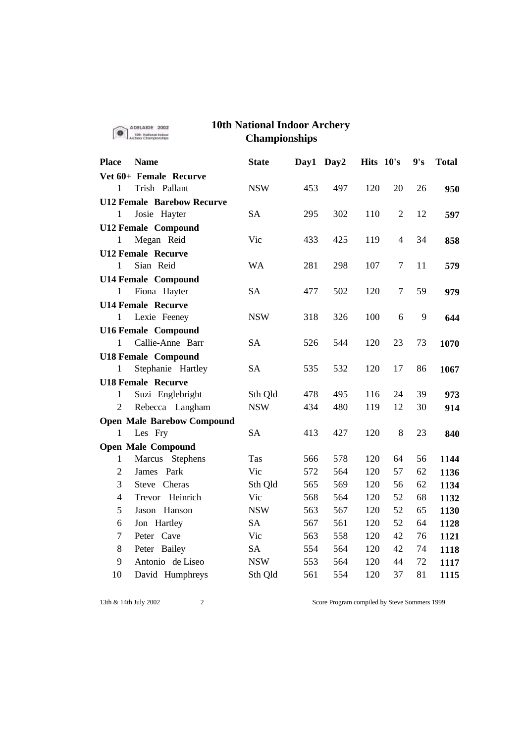# 10th National Indoor Archery Championships

| Place | Name | State | Day1 | Day2 | Hits | 10's | 9's | Total |
|---|---|---|---|---|---|---|---|---|
| **Vet 60+ Female Recurve** | | | | | | | | |
| 1 | Trish Pallant | NSW | 453 | 497 | 120 | 20 | 26 | **950** |
| **U12 Female Barebow Recurve** | | | | | | | | |
| 1 | Josie Hayter | SA | 295 | 302 | 110 | 2 | 12 | **597** |
| **U12 Female Compound** | | | | | | | | |
| 1 | Megan Reid | Vic | 433 | 425 | 119 | 4 | 34 | **858** |
| **U12 Female Recurve** | | | | | | | | |
| 1 | Sian Reid | WA | 281 | 298 | 107 | 7 | 11 | **579** |
| **U14 Female Compound** | | | | | | | | |
| 1 | Fiona Hayter | SA | 477 | 502 | 120 | 7 | 59 | **979** |
| **U14 Female Recurve** | | | | | | | | |
| 1 | Lexie Feeney | NSW | 318 | 326 | 100 | 6 | 9 | **644** |
| **U16 Female Compound** | | | | | | | | |
| 1 | Callie-Anne Barr | SA | 526 | 544 | 120 | 23 | 73 | **1070** |
| **U18 Female Compound** | | | | | | | | |
| 1 | Stephanie Hartley | SA | 535 | 532 | 120 | 17 | 86 | **1067** |
| **U18 Female Recurve** | | | | | | | | |
| 1 | Suzi Englebright | Sth Qld | 478 | 495 | 116 | 24 | 39 | **973** |
| 2 | Rebecca Langham | NSW | 434 | 480 | 119 | 12 | 30 | **914** |
| **Open Male Barebow Compound** | | | | | | | | |
| 1 | Les Fry | SA | 413 | 427 | 120 | 8 | 23 | **840** |
| **Open Male Compound** | | | | | | | | |
| 1 | Marcus Stephens | Tas | 566 | 578 | 120 | 64 | 56 | **1144** |
| 2 | James Park | Vic | 572 | 564 | 120 | 57 | 62 | **1136** |
| 3 | Steve Cheras | Sth Qld | 565 | 569 | 120 | 56 | 62 | **1134** |
| 4 | Trevor Heinrich | Vic | 568 | 564 | 120 | 52 | 68 | **1132** |
| 5 | Jason Hanson | NSW | 563 | 567 | 120 | 52 | 65 | **1130** |
| 6 | Jon Hartley | SA | 567 | 561 | 120 | 52 | 64 | **1128** |
| 7 | Peter Cave | Vic | 563 | 558 | 120 | 42 | 76 | **1121** |
| 8 | Peter Bailey | SA | 554 | 564 | 120 | 42 | 74 | **1118** |
| 9 | Antonio de Liseo | NSW | 553 | 564 | 120 | 44 | 72 | **1117** |
| 10 | David Humphreys | Sth Qld | 561 | 554 | 120 | 37 | 81 | **1115** |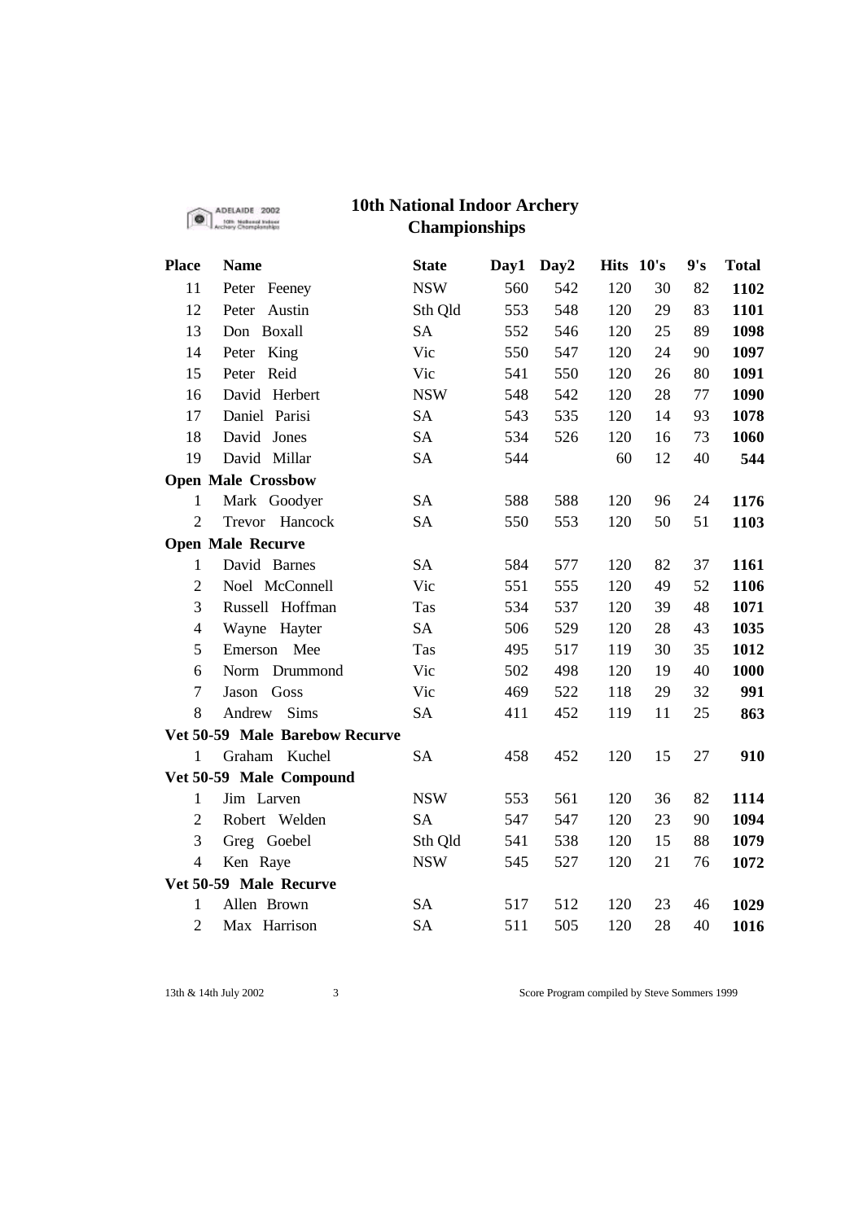# 10th National Indoor Archery Championships

| Place | Name | State | Day1 | Day2 | Hits | 10's | 9's | Total |
|---|---|---|---|---|---|---|---|---|
| 11 | Peter Feeney | NSW | 560 | 542 | 120 | 30 | 82 | **1102** |
| 12 | Peter Austin | Sth Qld | 553 | 548 | 120 | 29 | 83 | **1101** |
| 13 | Don Boxall | SA | 552 | 546 | 120 | 25 | 89 | **1098** |
| 14 | Peter King | Vic | 550 | 547 | 120 | 24 | 90 | **1097** |
| 15 | Peter Reid | Vic | 541 | 550 | 120 | 26 | 80 | **1091** |
| 16 | David Herbert | NSW | 548 | 542 | 120 | 28 | 77 | **1090** |
| 17 | Daniel Parisi | SA | 543 | 535 | 120 | 14 | 93 | **1078** |
| 18 | David Jones | SA | 534 | 526 | 120 | 16 | 73 | **1060** |
| 19 | David Millar | SA | 544 | | 60 | 12 | 40 | **544** |
| **Open Male Crossbow** | | | | | | | | |
| 1 | Mark Goodyer | SA | 588 | 588 | 120 | 96 | 24 | **1176** |
| 2 | Trevor Hancock | SA | 550 | 553 | 120 | 50 | 51 | **1103** |
| **Open Male Recurve** | | | | | | | | |
| 1 | David Barnes | SA | 584 | 577 | 120 | 82 | 37 | **1161** |
| 2 | Noel McConnell | Vic | 551 | 555 | 120 | 49 | 52 | **1106** |
| 3 | Russell Hoffman | Tas | 534 | 537 | 120 | 39 | 48 | **1071** |
| 4 | Wayne Hayter | SA | 506 | 529 | 120 | 28 | 43 | **1035** |
| 5 | Emerson Mee | Tas | 495 | 517 | 119 | 30 | 35 | **1012** |
| 6 | Norm Drummond | Vic | 502 | 498 | 120 | 19 | 40 | **1000** |
| 7 | Jason Goss | Vic | 469 | 522 | 118 | 29 | 32 | **991** |
| 8 | Andrew Sims | SA | 411 | 452 | 119 | 11 | 25 | **863** |
| **Vet 50-59 Male Barebow Recurve** | | | | | | | | |
| 1 | Graham Kuchel | SA | 458 | 452 | 120 | 15 | 27 | **910** |
| **Vet 50-59 Male Compound** | | | | | | | | |
| 1 | Jim Larven | NSW | 553 | 561 | 120 | 36 | 82 | **1114** |
| 2 | Robert Welden | SA | 547 | 547 | 120 | 23 | 90 | **1094** |
| 3 | Greg Goebel | Sth Qld | 541 | 538 | 120 | 15 | 88 | **1079** |
| 4 | Ken Raye | NSW | 545 | 527 | 120 | 21 | 76 | **1072** |
| **Vet 50-59 Male Recurve** | | | | | | | | |
| 1 | Allen Brown | SA | 517 | 512 | 120 | 23 | 46 | **1029** |
| 2 | Max Harrison | SA | 511 | 505 | 120 | 28 | 40 | **1016** |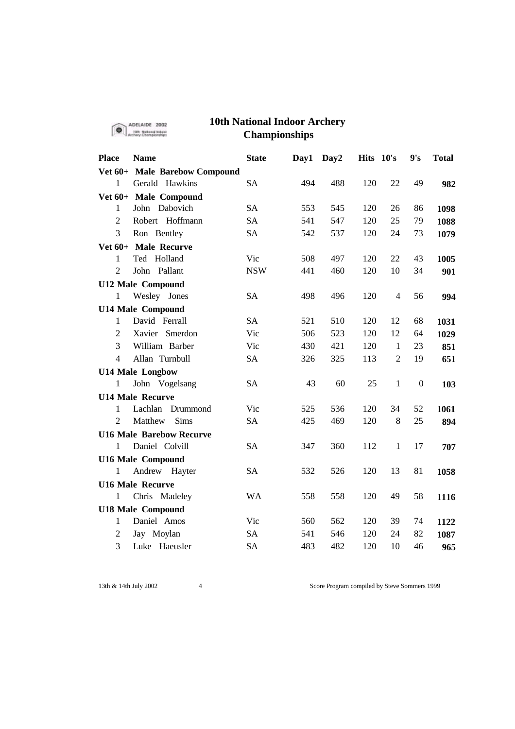# 10th National Indoor Archery Championships

| Place | Name | State | Day1 | Day2 | Hits | 10's | 9's | Total |
|---|---|---|---|---|---|---|---|---|
| **Vet 60+ Male Barebow Compound** | | | | | | | | |
| 1 | Gerald Hawkins | SA | 494 | 488 | 120 | 22 | 49 | **982** |
| **Vet 60+ Male Compound** | | | | | | | | |
| 1 | John Dabovich | SA | 553 | 545 | 120 | 26 | 86 | **1098** |
| 2 | Robert Hoffmann | SA | 541 | 547 | 120 | 25 | 79 | **1088** |
| 3 | Ron Bentley | SA | 542 | 537 | 120 | 24 | 73 | **1079** |
| **Vet 60+ Male Recurve** | | | | | | | | |
| 1 | Ted Holland | Vic | 508 | 497 | 120 | 22 | 43 | **1005** |
| 2 | John Pallant | NSW | 441 | 460 | 120 | 10 | 34 | **901** |
| **U12 Male Compound** | | | | | | | | |
| 1 | Wesley Jones | SA | 498 | 496 | 120 | 4 | 56 | **994** |
| **U14 Male Compound** | | | | | | | | |
| 1 | David Ferrall | SA | 521 | 510 | 120 | 12 | 68 | **1031** |
| 2 | Xavier Smerdon | Vic | 506 | 523 | 120 | 12 | 64 | **1029** |
| 3 | William Barber | Vic | 430 | 421 | 120 | 1 | 23 | **851** |
| 4 | Allan Turnbull | SA | 326 | 325 | 113 | 2 | 19 | **651** |
| **U14 Male Longbow** | | | | | | | | |
| 1 | John Vogelsang | SA | 43 | 60 | 25 | 1 | 0 | **103** |
| **U14 Male Recurve** | | | | | | | | |
| 1 | Lachlan Drummond | Vic | 525 | 536 | 120 | 34 | 52 | **1061** |
| 2 | Matthew Sims | SA | 425 | 469 | 120 | 8 | 25 | **894** |
| **U16 Male Barebow Recurve** | | | | | | | | |
| 1 | Daniel Colvill | SA | 347 | 360 | 112 | 1 | 17 | **707** |
| **U16 Male Compound** | | | | | | | | |
| 1 | Andrew Hayter | SA | 532 | 526 | 120 | 13 | 81 | **1058** |
| **U16 Male Recurve** | | | | | | | | |
| 1 | Chris Madeley | WA | 558 | 558 | 120 | 49 | 58 | **1116** |
| **U18 Male Compound** | | | | | | | | |
| 1 | Daniel Amos | Vic | 560 | 562 | 120 | 39 | 74 | **1122** |
| 2 | Jay Moylan | SA | 541 | 546 | 120 | 24 | 82 | **1087** |
| 3 | Luke Haeusler | SA | 483 | 482 | 120 | 10 | 46 | **965** |

13th & 14th July 2002 Score Program compiled by Steve Sommers 1999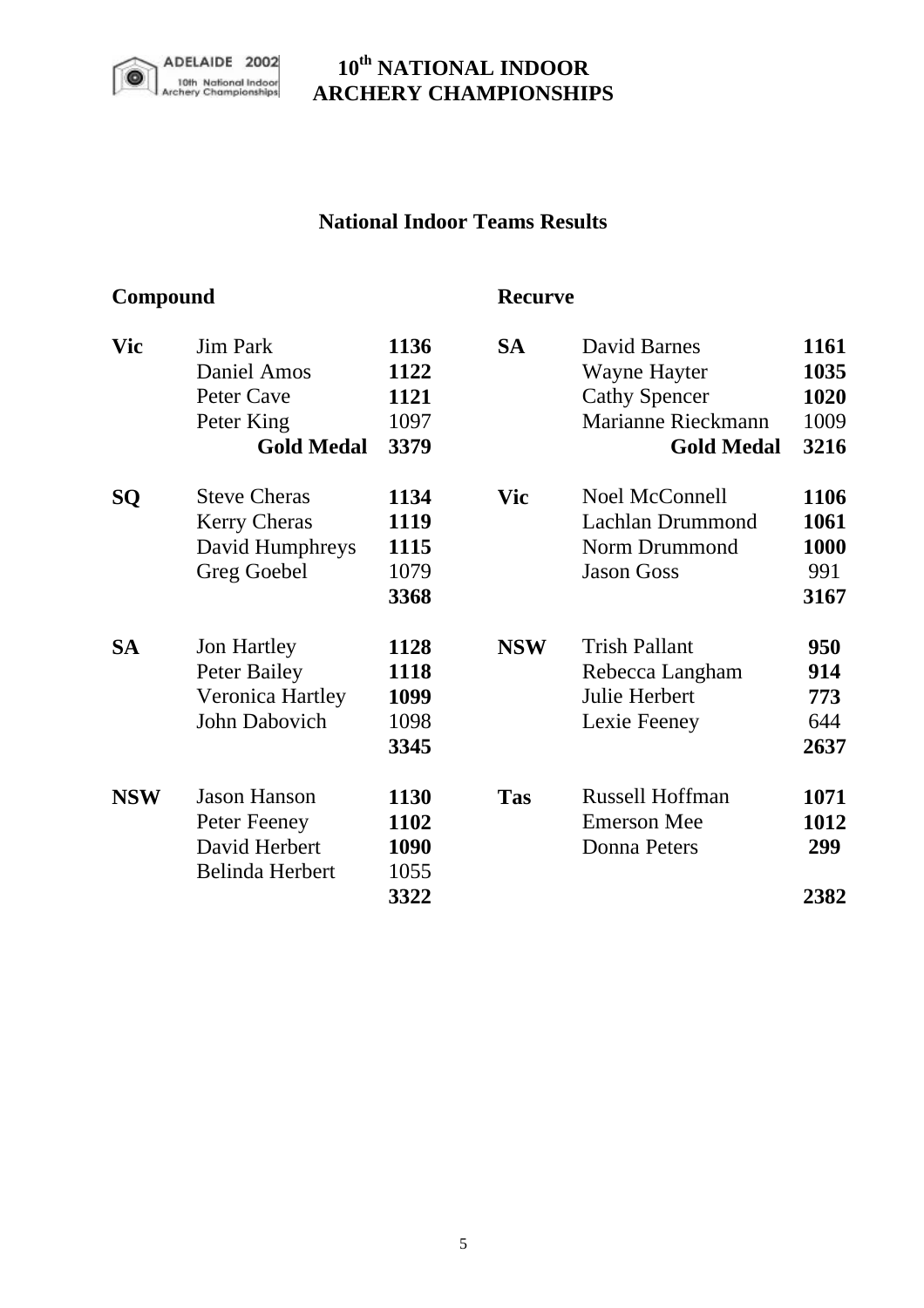# 10th NATIONAL INDOOR ARCHERY CHAMPIONSHIPS

## National Indoor Teams Results

### Compound

| State | Archer | Score |
|---|---|---|
| **Vic** | Jim Park | **1136** |
| | Daniel Amos | **1122** |
| | Peter Cave | **1121** |
| | Peter King | 1097 |
| | **Gold Medal** | **3379** |
| **SQ** | Steve Cheras | **1134** |
| | Kerry Cheras | **1119** |
| | David Humphreys | **1115** |
| | Greg Goebel | 1079 |
| | | **3368** |
| **SA** | Jon Hartley | **1128** |
| | Peter Bailey | **1118** |
| | Veronica Hartley | **1099** |
| | John Dabovich | 1098 |
| | | **3345** |
| **NSW** | Jason Hanson | **1130** |
| | Peter Feeney | **1102** |
| | David Herbert | **1090** |
| | Belinda Herbert | 1055 |
| | | **3322** |

### Recurve

| State | Archer | Score |
|---|---|---|
| **SA** | David Barnes | **1161** |
| | Wayne Hayter | **1035** |
| | Cathy Spencer | **1020** |
| | Marianne Rieckmann | 1009 |
| | **Gold Medal** | **3216** |
| **Vic** | Noel McConnell | **1106** |
| | Lachlan Drummond | **1061** |
| | Norm Drummond | **1000** |
| | Jason Goss | 991 |
| | | **3167** |
| **NSW** | Trish Pallant | **950** |
| | Rebecca Langham | **914** |
| | Julie Herbert | **773** |
| | Lexie Feeney | 644 |
| | | **2637** |
| **Tas** | Russell Hoffman | **1071** |
| | Emerson Mee | **1012** |
| | Donna Peters | **299** |
| | | **2382** |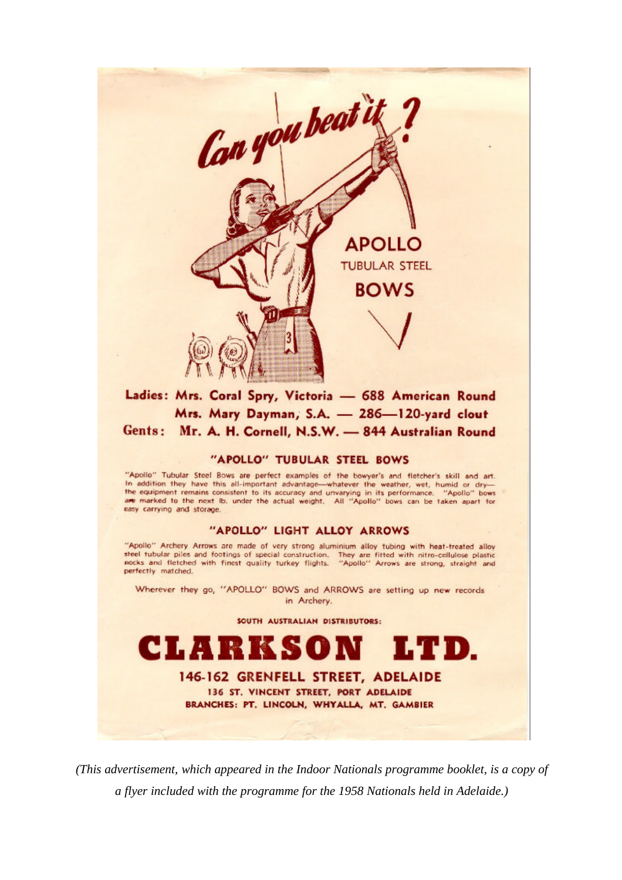# Can you beat it ?

**APOLLO**
TUBULAR STEEL
**BOWS**

**Ladies: Mrs. Coral Spry, Victoria — 688 American Round**
**Mrs. Mary Dayman, S.A. — 286—120-yard clout**
**Gents: Mr. A. H. Cornell, N.S.W. — 844 Australian Round**

## "APOLLO" TUBULAR STEEL BOWS

"Apollo" Tubular Steel Bows are perfect examples of the bowyer's and fletcher's skill and art. In addition they have this all-important advantage—whatever the weather, wet, humid or dry—the equipment remains consistent to its accuracy and unvarying in its performance. "Apollo" bows are marked to the next lb. under the actual weight. All "Apollo" bows can be taken apart for easy carrying and storage.

## "APOLLO" LIGHT ALLOY ARROWS

"Apollo" Archery Arrows are made of very strong aluminium alloy tubing with heat-treated alloy steel tubular piles and footings of special construction. They are fitted with nitro-cellulose plastic nocks and fletched with finest quality turkey flights. "Apollo" Arrows are strong, straight and perfectly matched.

Wherever they go, "APOLLO" BOWS and ARROWS are setting up new records in Archery.

SOUTH AUSTRALIAN DISTRIBUTORS:

# CLARKSON LTD.

**146-162 GRENFELL STREET, ADELAIDE**
**136 ST. VINCENT STREET, PORT ADELAIDE**
**BRANCHES: PT. LINCOLN, WHYALLA, MT. GAMBIER**

*(This advertisement, which appeared in the Indoor Nationals programme booklet, is a copy of a flyer included with the programme for the 1958 Nationals held in Adelaide.)*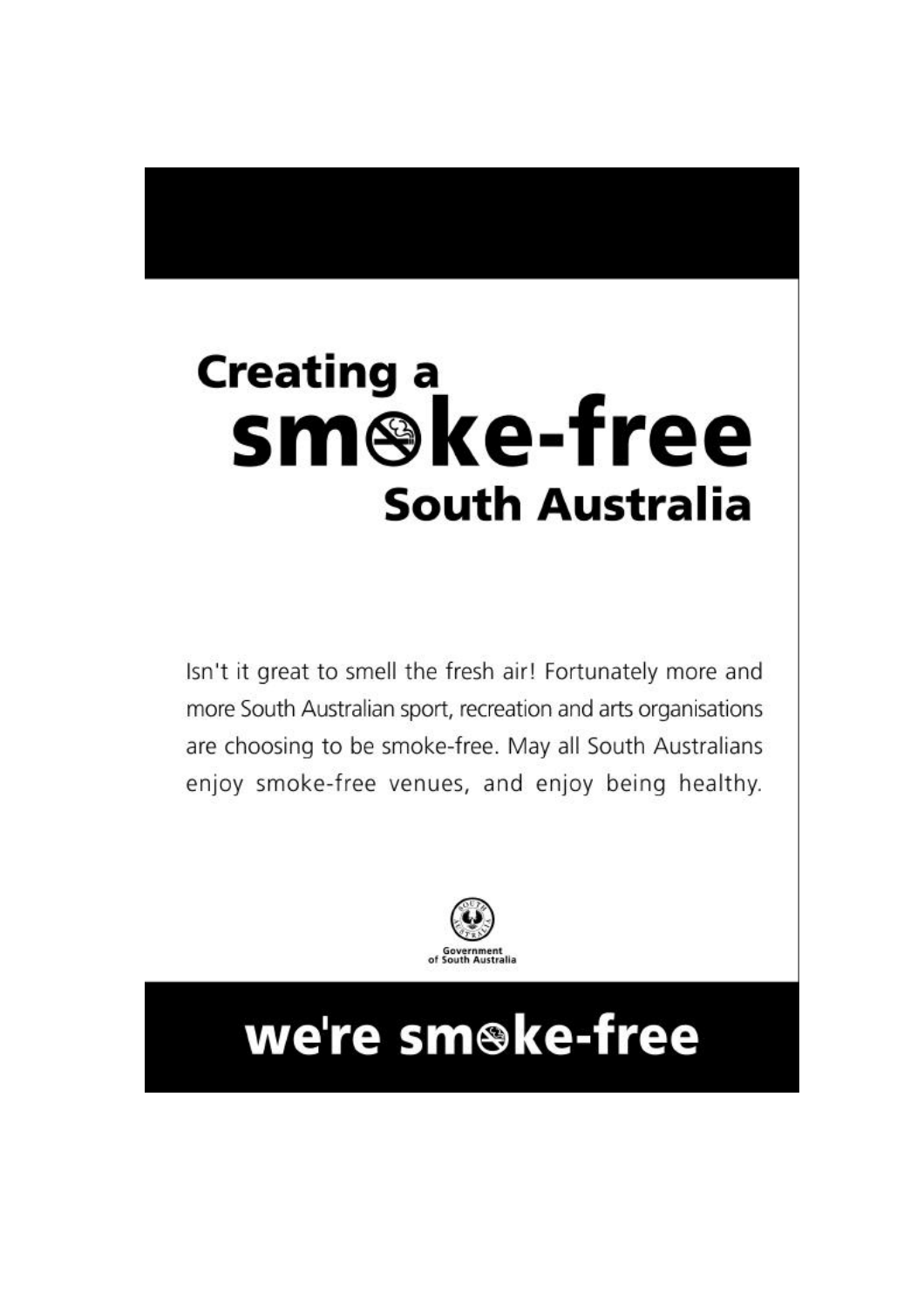# Creating a smoke-free South Australia

Isn't it great to smell the fresh air! Fortunately more and more South Australian sport, recreation and arts organisations are choosing to be smoke-free. May all South Australians enjoy smoke-free venues, and enjoy being healthy.

Government of South Australia

**we're smoke-free**